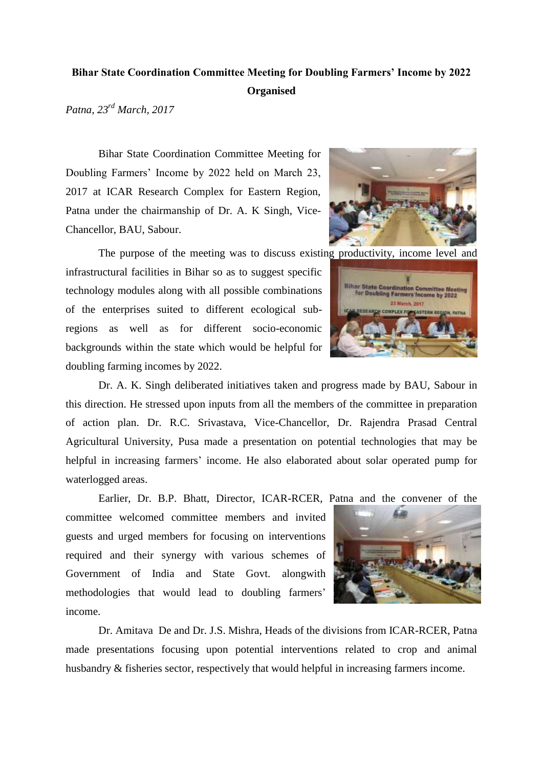**Bihar State Coordination Committee Meeting for Doubling Farmers' Income by 2022 Organised**

*Patna, 23rd March, 2017*

Bihar State Coordination Committee Meeting for Doubling Farmers' Income by 2022 held on March 23, 2017 at ICAR Research Complex for Eastern Region, Patna under the chairmanship of Dr. A. K Singh, Vice-Chancellor, BAU, Sabour.

The purpose of the meeting was to discuss existing productivity, income level and infrastructural facilities in Bihar so as to suggest specific technology modules along with all possible combinations of the enterprises suited to different ecological sub-regions as well as for different socio-economic backgrounds within the state which would be helpful for doubling farming incomes by 2022.

Dr. A. K. Singh deliberated initiatives taken and progress made by BAU, Sabour in this direction. He stressed upon inputs from all the members of the committee in preparation of action plan. Dr. R.C. Srivastava, Vice-Chancellor, Dr. Rajendra Prasad Central Agricultural University, Pusa made a presentation on potential technologies that may be helpful in increasing farmers' income. He also elaborated about solar operated pump for waterlogged areas.

Earlier, Dr. B.P. Bhatt, Director, ICAR-RCER, Patna and the convener of the committee welcomed committee members and invited guests and urged members for focusing on interventions required and their synergy with various schemes of Government of India and State Govt. alongwith methodologies that would lead to doubling farmers' income.

Dr. Amitava De and Dr. J.S. Mishra, Heads of the divisions from ICAR-RCER, Patna made presentations focusing upon potential interventions related to crop and animal husbandry & fisheries sector, respectively that would helpful in increasing farmers income.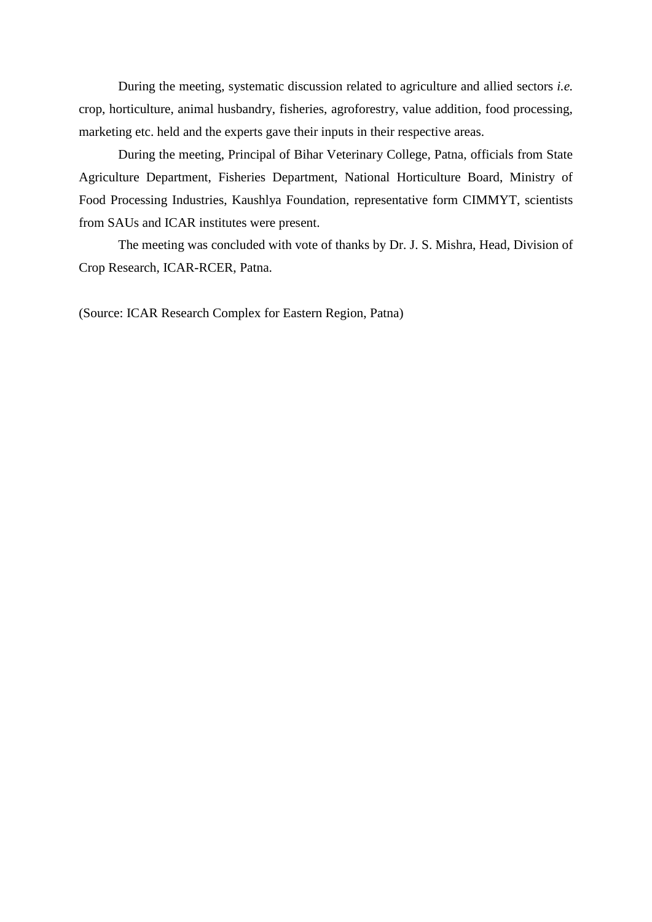During the meeting, systematic discussion related to agriculture and allied sectors *i.e.* crop, horticulture, animal husbandry, fisheries, agroforestry, value addition, food processing, marketing etc. held and the experts gave their inputs in their respective areas.

During the meeting, Principal of Bihar Veterinary College, Patna, officials from State Agriculture Department, Fisheries Department, National Horticulture Board, Ministry of Food Processing Industries, Kaushlya Foundation, representative form CIMMYT, scientists from SAUs and ICAR institutes were present.

The meeting was concluded with vote of thanks by Dr. J. S. Mishra, Head, Division of Crop Research, ICAR-RCER, Patna.

(Source: ICAR Research Complex for Eastern Region, Patna)